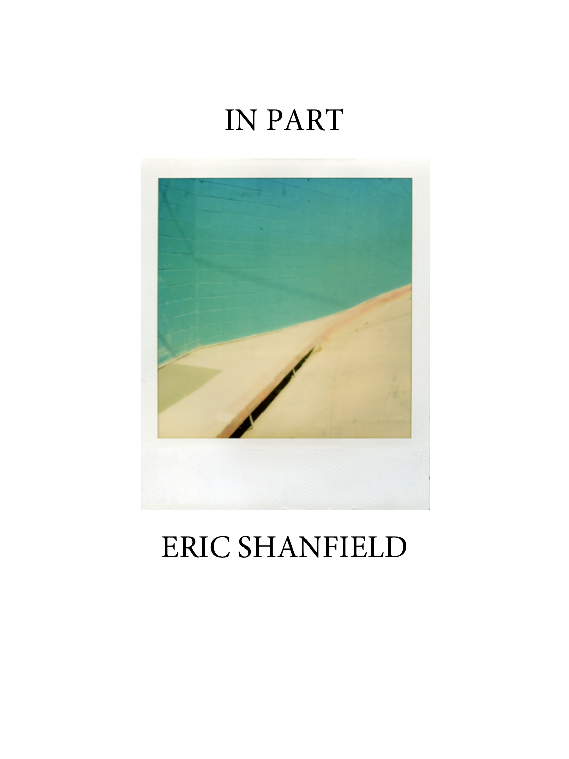# IN PART

ERIC SHANFIELD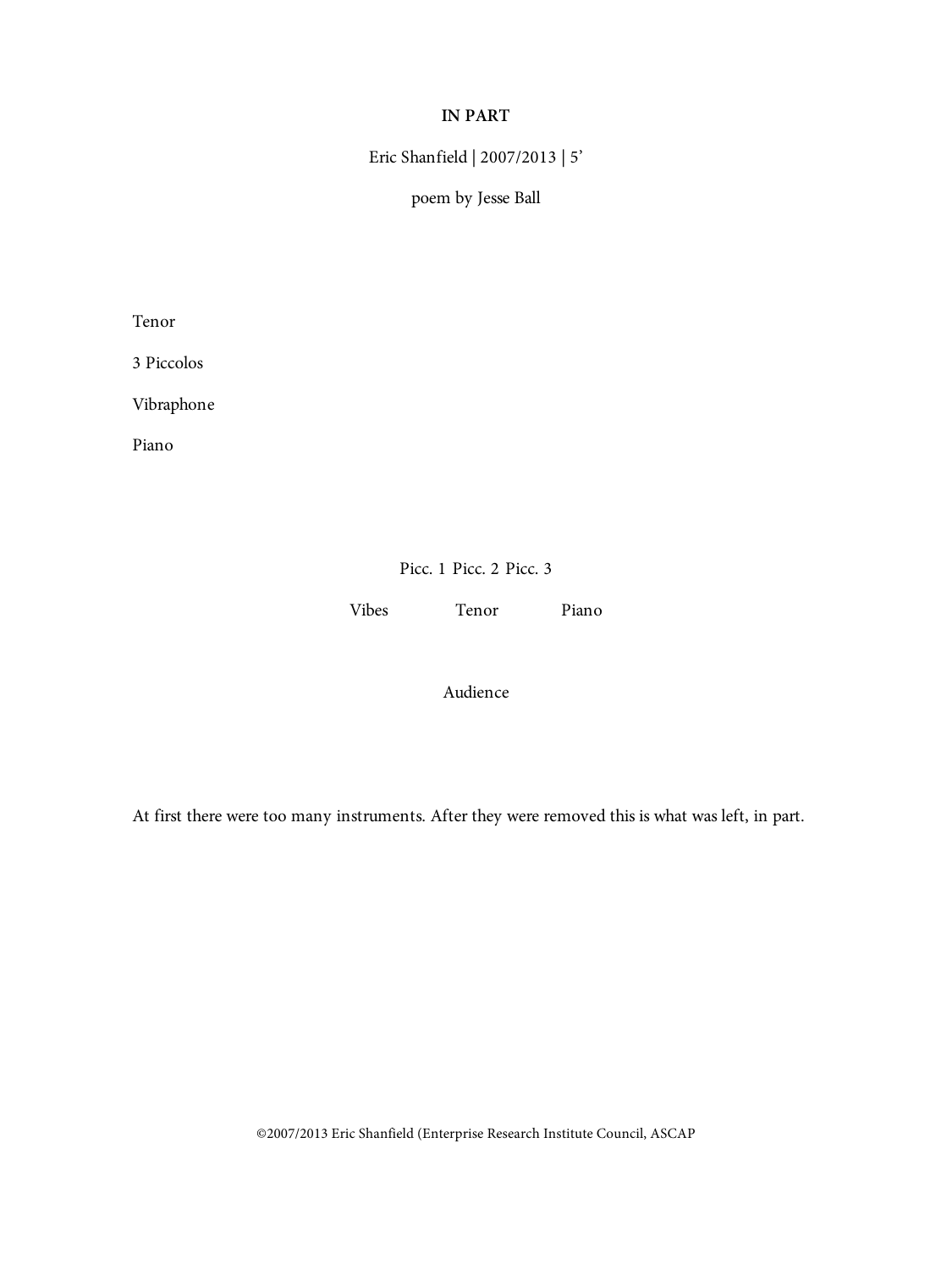**IN PART**

Eric Shanfield | 2007/2013 | 5'

poem by Jesse Ball

Tenor

3 Piccolos

Vibraphone

Piano

Picc. 1 Picc. 2 Picc. 3

Vibes Tenor Piano

Audience

At first there were too many instruments. After they were removed this is what was left, in part.

©2007/2013 Eric Shanfield (Enterprise Research Institute Council, ASCAP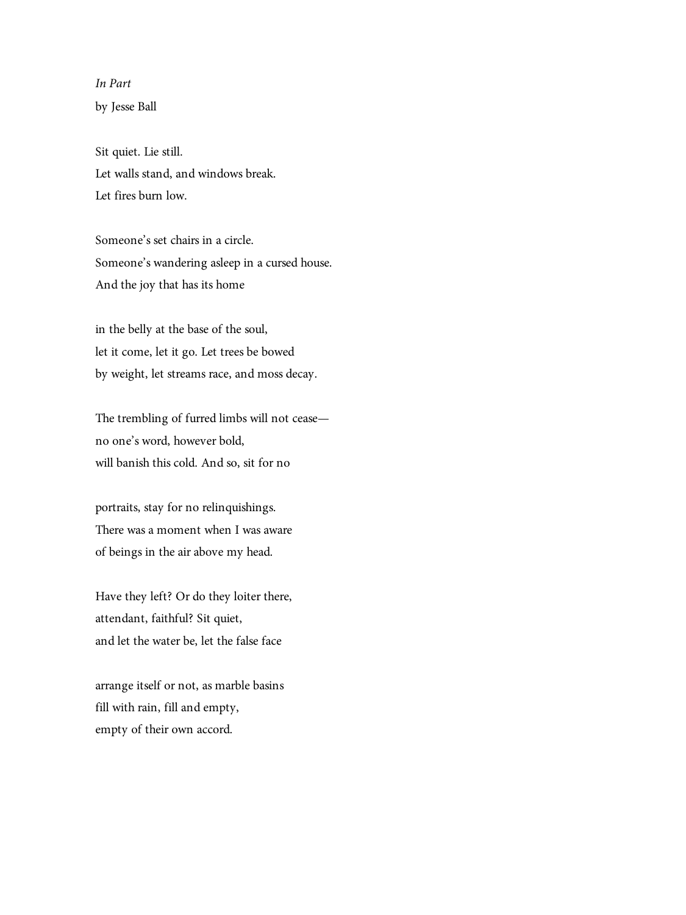*In Part*

by Jesse Ball

Sit quiet. Lie still.
Let walls stand, and windows break.
Let fires burn low.

Someone's set chairs in a circle.
Someone's wandering asleep in a cursed house.
And the joy that has its home

in the belly at the base of the soul,
let it come, let it go. Let trees be bowed
by weight, let streams race, and moss decay.

The trembling of furred limbs will not cease—
no one's word, however bold,
will banish this cold. And so, sit for no

portraits, stay for no relinquishings.
There was a moment when I was aware
of beings in the air above my head.

Have they left? Or do they loiter there,
attendant, faithful? Sit quiet,
and let the water be, let the false face

arrange itself or not, as marble basins
fill with rain, fill and empty,
empty of their own accord.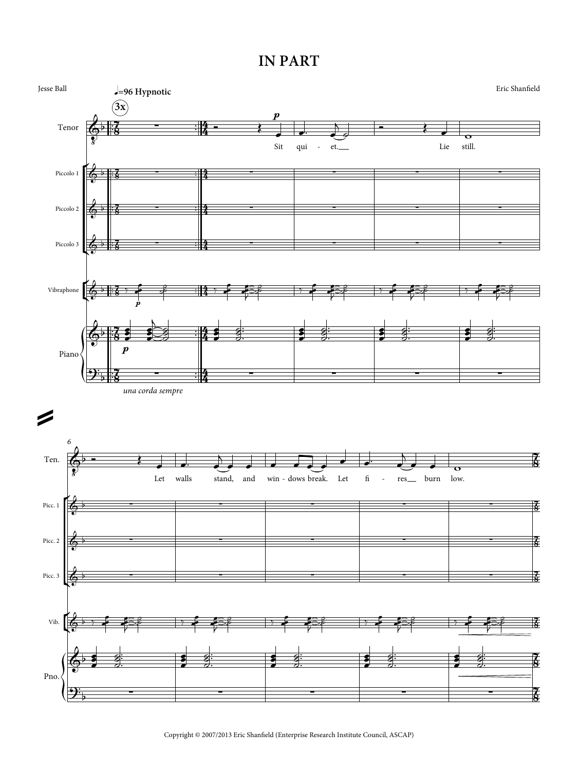# IN PART

Jesse Ball

Eric Shanfield

♩=96 Hypnotic

3x

Tenor

Sit qui - et. Lie still.

Piccolo 1

Piccolo 2

Piccolo 3

Vibraphone

Piano

*una corda sempre*

6

Ten.

Let walls stand, and win - dows break. Let fi - res burn low.

Picc. 1

Picc. 2

Picc. 3

Vib.

Pno.

Copyright © 2007/2013 Eric Shanfield (Enterprise Research Institute Council, ASCAP)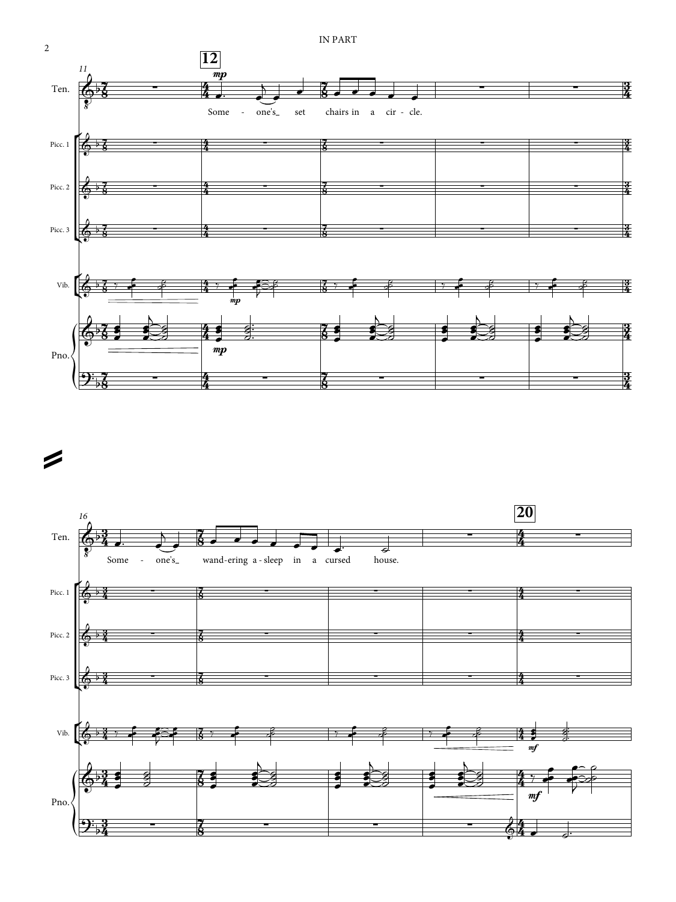11 **12**

Ten. *mp*

Some - one's_ set chairs in a cir - cle.

Picc. 1

Picc. 2

Picc. 3

Vib. *mp*

Pno. *mp*

16 **20**

Ten.

Some - one's_ wand-ering a - sleep in a cursed house.

Picc. 1

Picc. 2

Picc. 3

Vib. *mf*

Pno. *mf*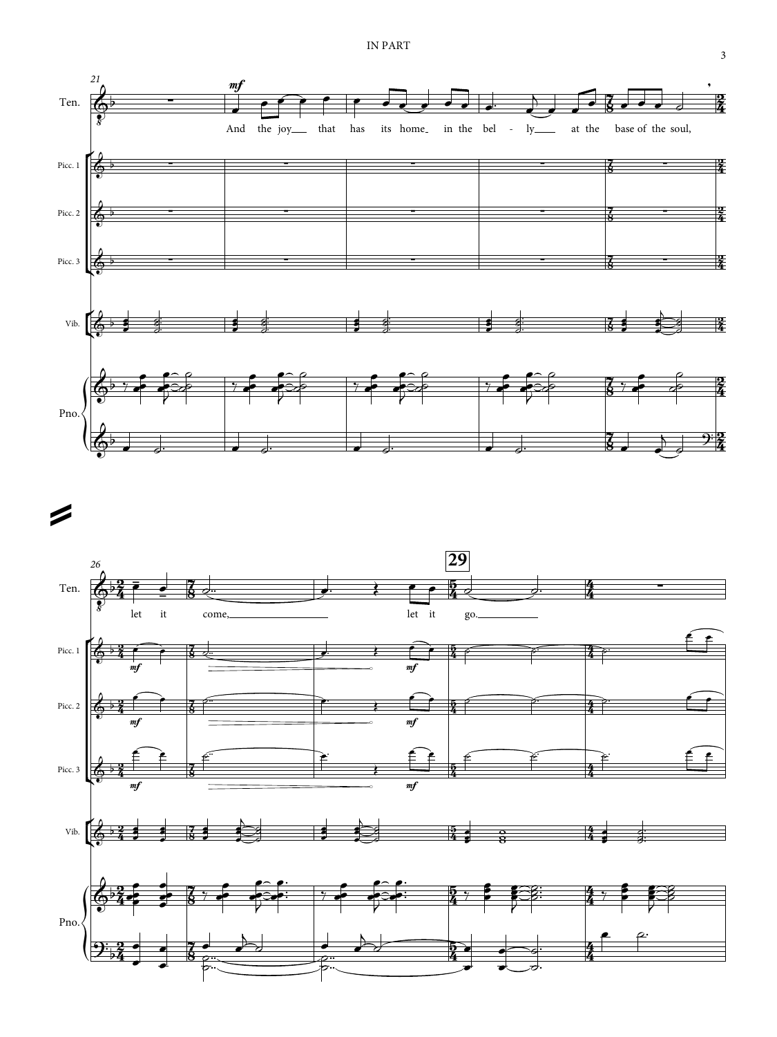21

Ten.

*mf*

And the joy that has its home in the bel - ly at the base of the soul,

Picc. 1

Picc. 2

Picc. 3

Vib.

Pno.

26

**29**

Ten.

let it come, let it go.

Picc. 1

*mf* *mf*

Picc. 2

*mf* *mf*

Picc. 3

*mf* *mf*

Vib.

Pno.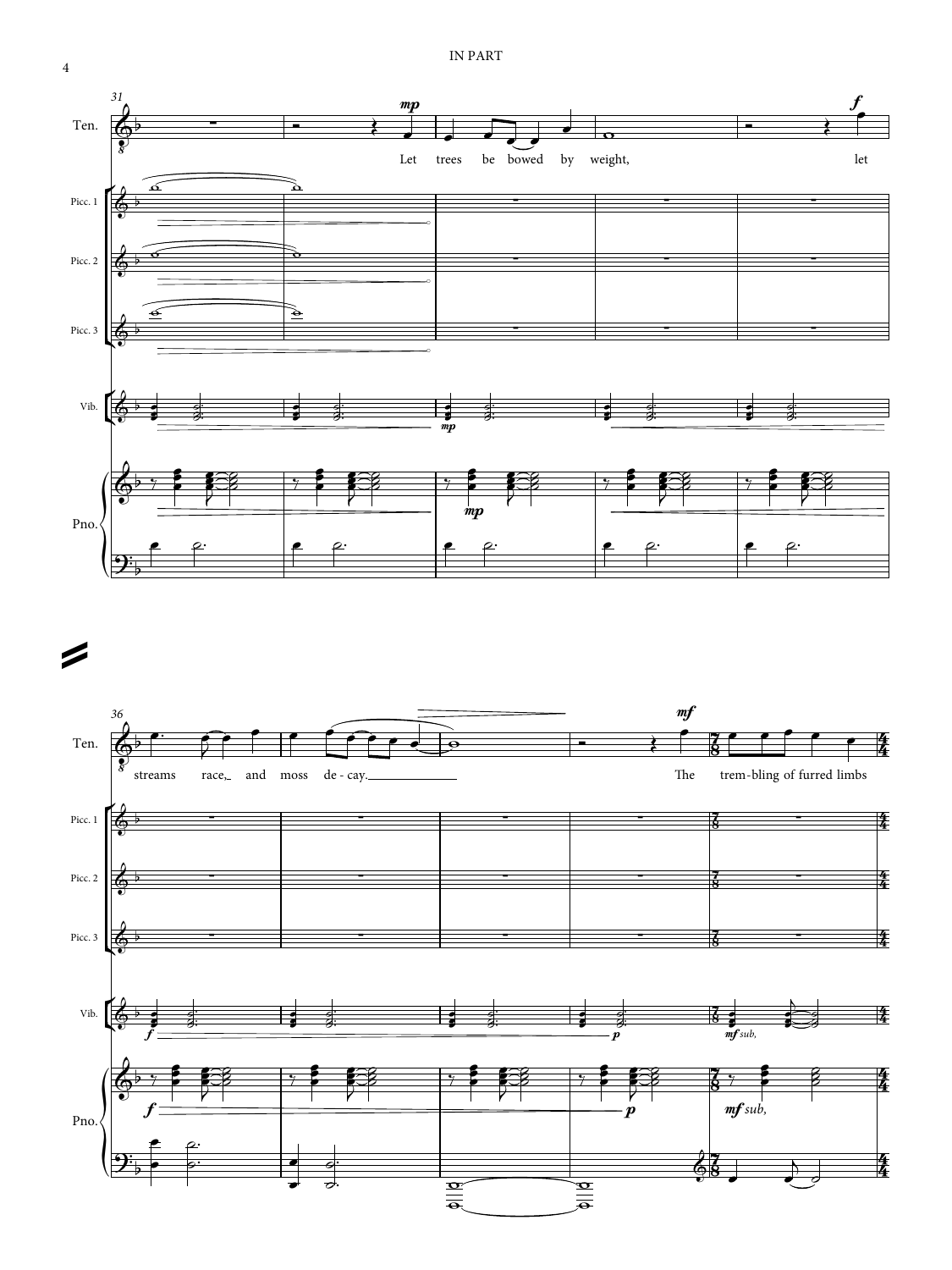Let trees be bowed by weight, let streams race, and moss de - cay.

The trem-bling of furred limbs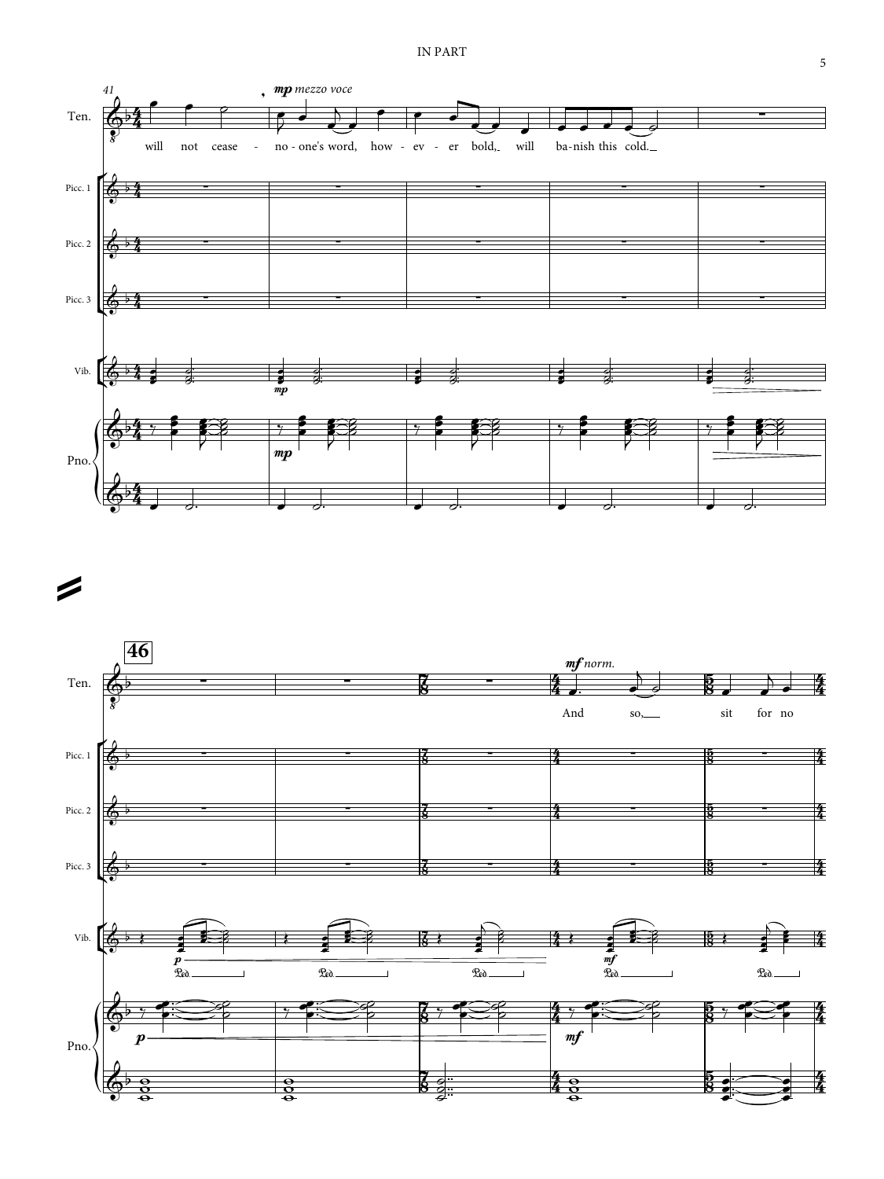41

*mp mezzo voce*

Ten.: will not cease - no - one's word, how - ev - er bold, will ba - nish this cold.

Picc. 1

Picc. 2

Picc. 3

Vib. *mp*

Pno. *mp*

**46**

*mf norm.*

Ten.: And so, sit for no

Picc. 1

Picc. 2

Picc. 3

Vib. *p* *mf*

Pno. *p* *mf*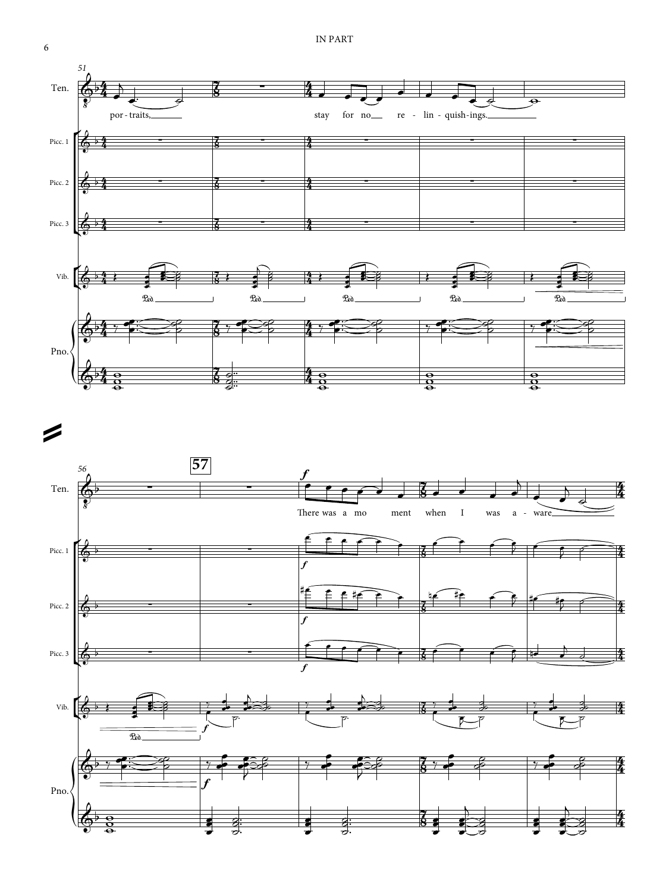51

Ten.

por - traits, stay for no re - lin - quish - ings.

Picc. 1

Picc. 2

Picc. 3

Vib.

Pno.

56

**57**

*f*

There was a mo ment when I was a - ware

Picc. 1

*f*

Picc. 2

*f*

Picc. 3

*f*

Vib.

*f*

Pno.

*f*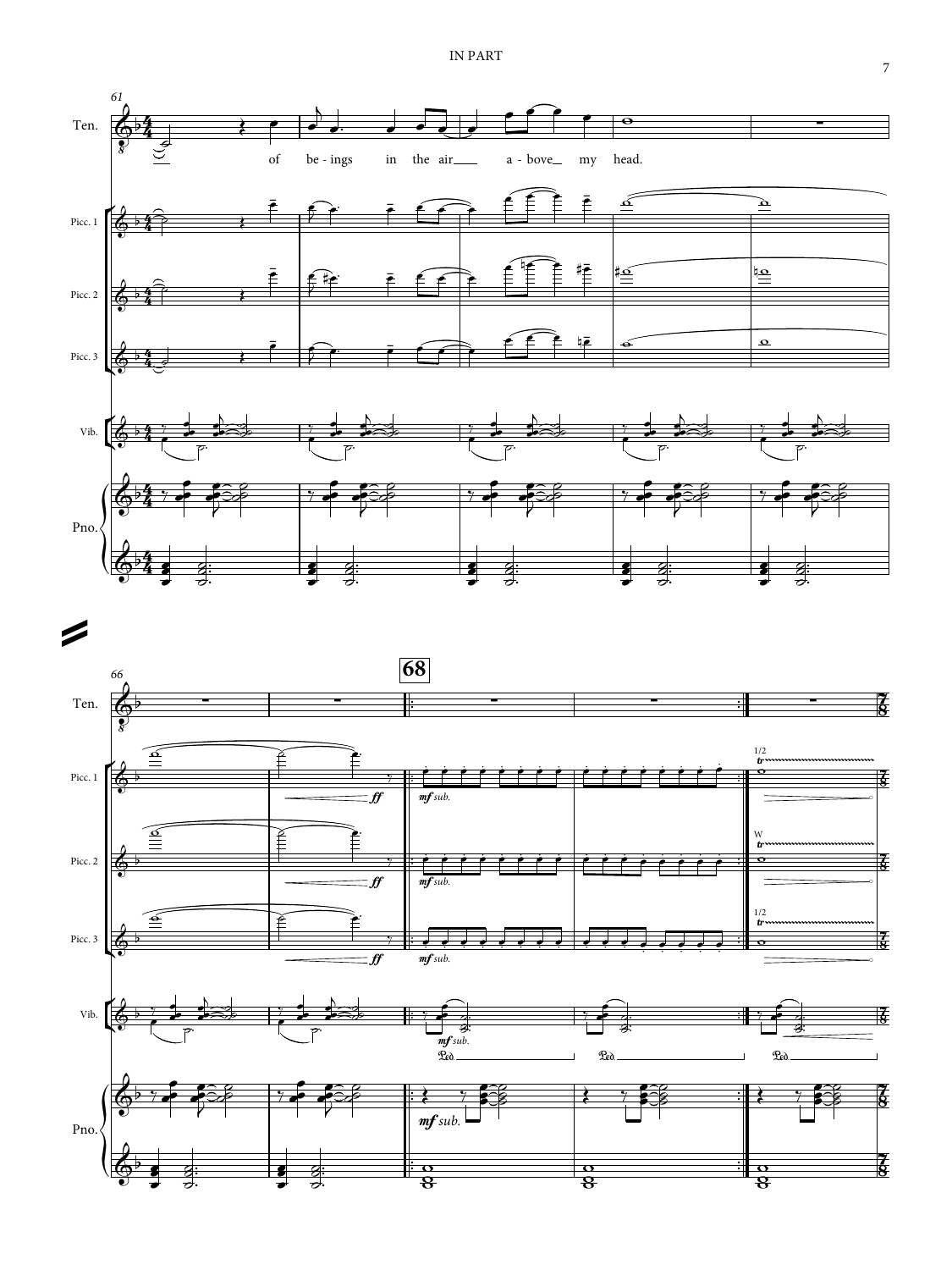of be-ings in the air a-bove my head.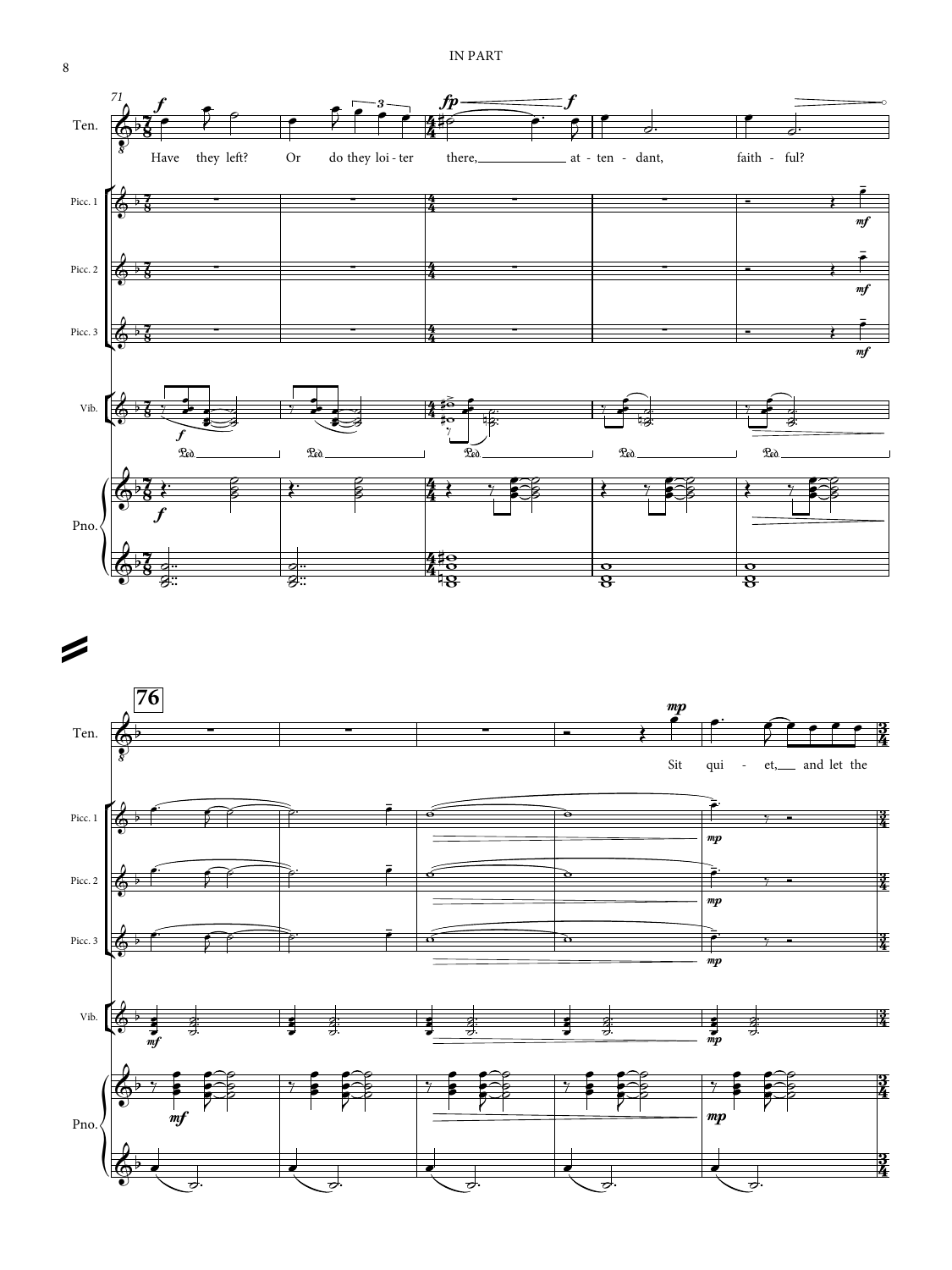Have they left? Or do they loi - ter there, at - ten - dant, faith - ful?

Sit qui - et, and let the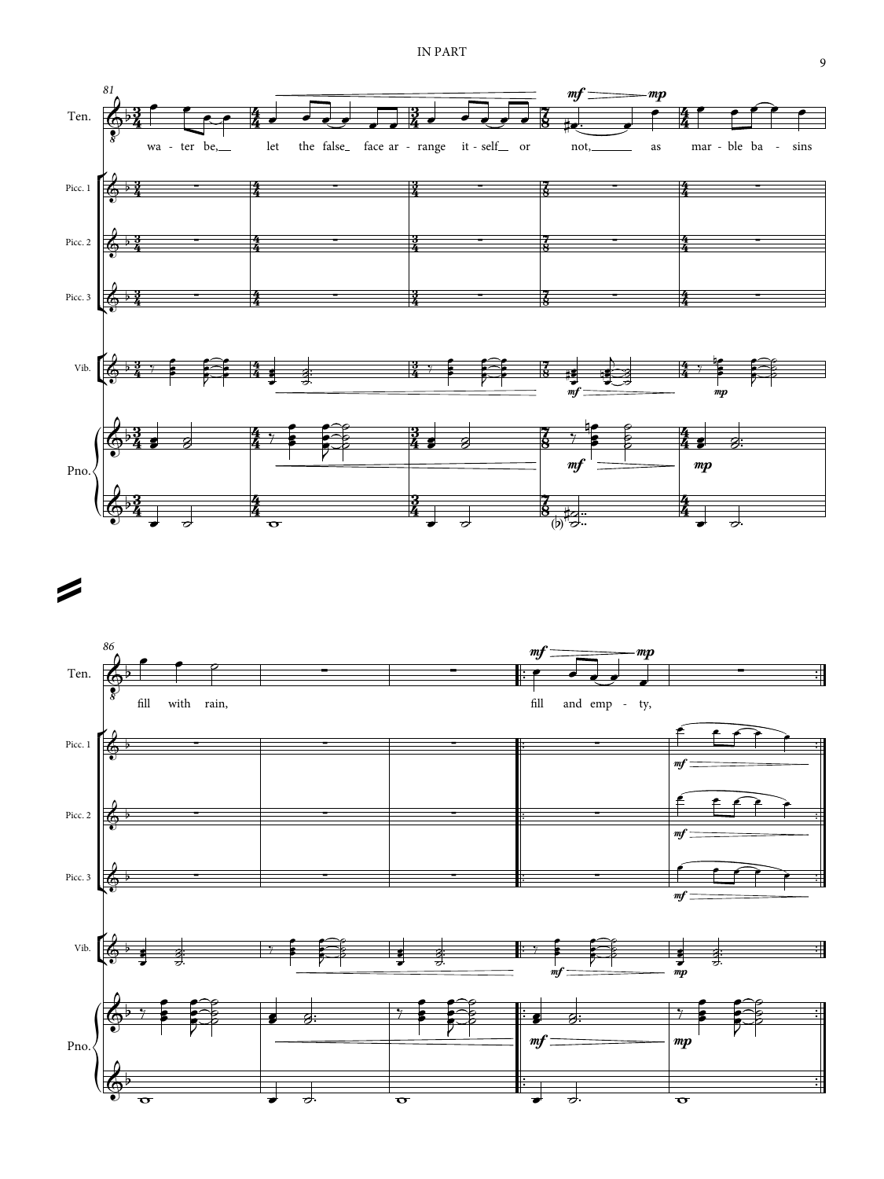wa - ter be, let the false face ar - range it - self or not, as mar - ble ba - sins

fill with rain, fill and emp - ty,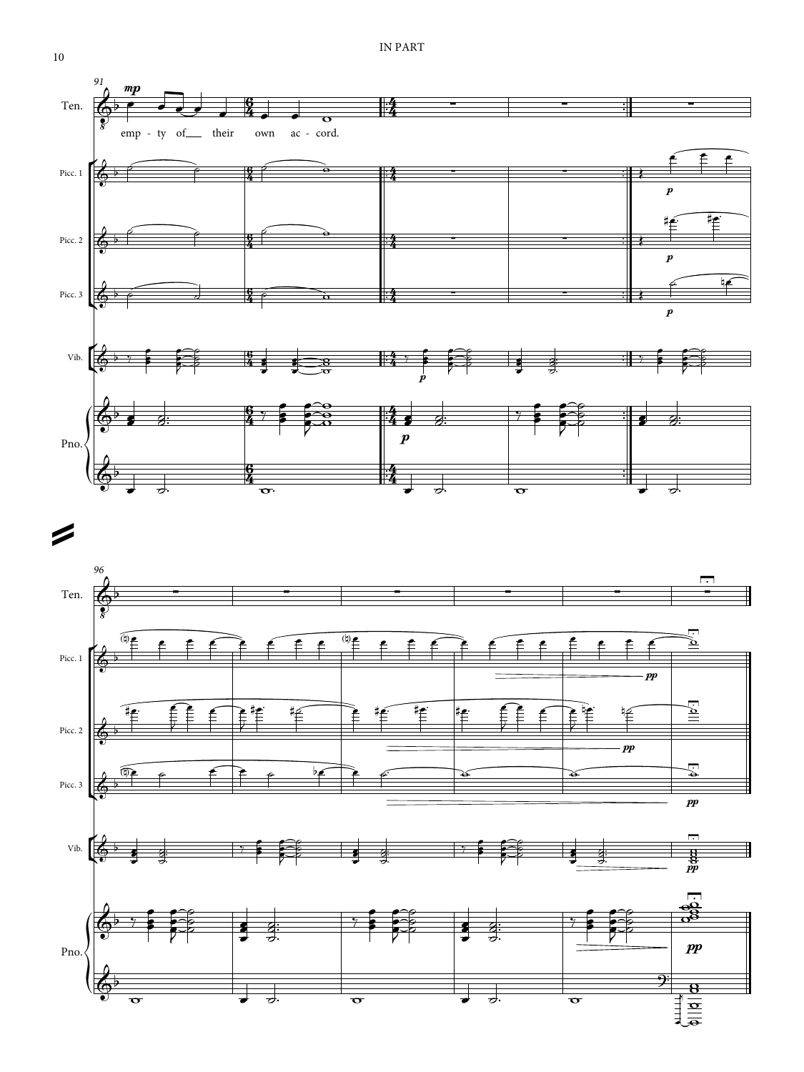Ten.

emp - ty of their own ac - cord.

Picc. 1

Picc. 2

Picc. 3

Vib.

Pno.